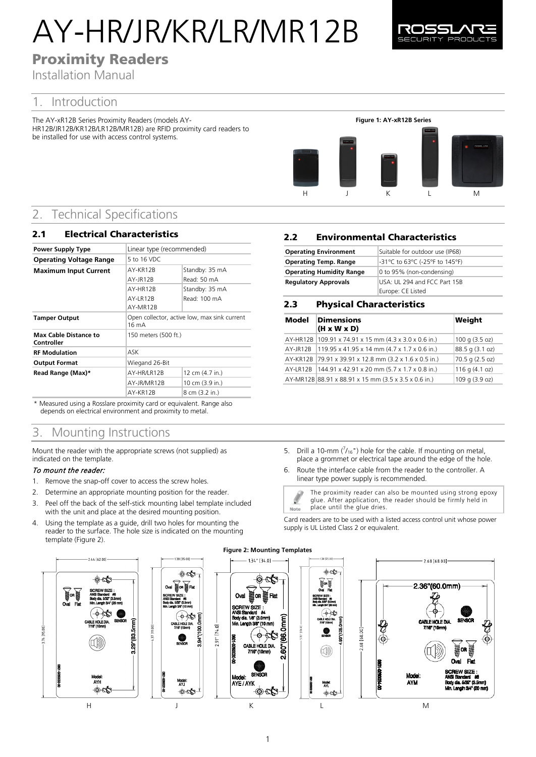# AY-HR/JR/KR/LR/MR12B

## Proximity Readers

Installation Manual

## 1. Introduction

The AY-xR12B Series Proximity Readers (models AY-HR12B/JR12B/KR12B/LR12B/MR12B) are RFID proximity card readers to be installed for use with access control systems.

**Figure 1: AY-xR12B Series**

H J K L M

## 2. Technical Specifications

### 2.1 Electrical Characteristics

| | | |
|---|---|---|
| **Power Supply Type** | Linear type (recommended) | |
| **Operating Voltage Range** | 5 to 16 VDC | |
| **Maximum Input Current** | AY-KR12B<br>AY-JR12B | Standby: 35 mA<br>Read: 50 mA |
| | AY-HR12B<br>AY-LR12B<br>AY-MR12B | Standby: 35 mA<br>Read: 100 mA |
| **Tamper Output** | Open collector, active low, max sink current 16 mA | |
| **Max Cable Distance to Controller** | 150 meters (500 ft.) | |
| **RF Modulation** | ASK | |
| **Output Format** | Wiegand 26-Bit | |
| **Read Range (Max)*** | AY-HR/LR12B | 12 cm (4.7 in.) |
| | AY-JR/MR12B | 10 cm (3.9 in.) |
| | AY-KR12B | 8 cm (3.2 in.) |

\* Measured using a Rosslare proximity card or equivalent. Range also depends on electrical environment and proximity to metal.

### 2.2 Environmental Characteristics

| | |
|---|---|
| **Operating Environment** | Suitable for outdoor use (IP68) |
| **Operating Temp. Range** | -31°C to 63°C (-25°F to 145°F) |
| **Operating Humidity Range** | 0 to 95% (non-condensing) |
| **Regulatory Approvals** | USA: UL 294 and FCC Part 15B<br>Europe: CE Listed |

### 2.3 Physical Characteristics

| Model | Dimensions (H x W x D) | Weight |
|---|---|---|
| AY-HR12B | 109.91 x 74.91 x 15 mm (4.3 x 3.0 x 0.6 in.) | 100 g (3.5 oz) |
| AY-JR12B | 119.95 x 41.95 x 14 mm (4.7 x 1.7 x 0.6 in.) | 88.5 g (3.1 oz) |
| AY-KR12B | 79.91 x 39.91 x 12.8 mm (3.2 x 1.6 x 0.5 in.) | 70.5 g (2.5 oz) |
| AY-LR12B | 144.91 x 42.91 x 20 mm (5.7 x 1.7 x 0.8 in.) | 116 g (4.1 oz) |
| AY-MR12B | 88.91 x 88.91 x 15 mm (3.5 x 3.5 x 0.6 in.) | 109 g (3.9 oz) |

## 3. Mounting Instructions

Mount the reader with the appropriate screws (not supplied) as indicated on the template.

*To mount the reader:*

1. Remove the snap-off cover to access the screw holes.
2. Determine an appropriate mounting position for the reader.
3. Peel off the back of the self-stick mounting label template included with the unit and place at the desired mounting position.
4. Using the template as a guide, drill two holes for mounting the reader to the surface. The hole size is indicated on the mounting template (Figure 2).
5. Drill a 10-mm ($^7/_{16}$") hole for the cable. If mounting on metal, place a grommet or electrical tape around the edge of the hole.
6. Route the interface cable from the reader to the controller. A linear type power supply is recommended.

**Note:** The proximity reader can also be mounted using strong epoxy glue. After application, the reader should be firmly held in place until the glue dries.

Card readers are to be used with a listed access control unit whose power supply is UL Listed Class 2 or equivalent.

**Figure 2: Mounting Templates**

H J K L M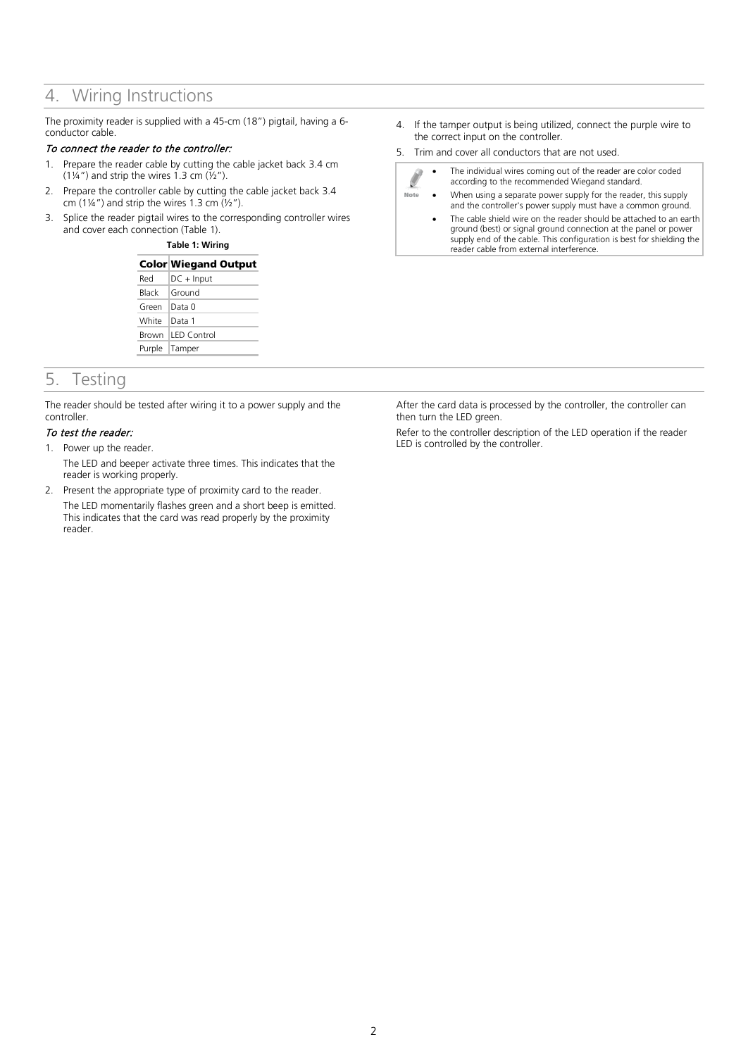## 4. Wiring Instructions

The proximity reader is supplied with a 45-cm (18") pigtail, having a 6-conductor cable.

*To connect the reader to the controller:*

1. Prepare the reader cable by cutting the cable jacket back 3.4 cm (1¼") and strip the wires 1.3 cm (½").
2. Prepare the controller cable by cutting the cable jacket back 3.4 cm (1¼") and strip the wires 1.3 cm (½").
3. Splice the reader pigtail wires to the corresponding controller wires and cover each connection (Table 1).

**Table 1: Wiring**

| Color | Wiegand Output |
|---|---|
| Red | DC + Input |
| Black | Ground |
| Green | Data 0 |
| White | Data 1 |
| Brown | LED Control |
| Purple | Tamper |

4. If the tamper output is being utilized, connect the purple wire to the correct input on the controller.
5. Trim and cover all conductors that are not used.

> **Note**
> - The individual wires coming out of the reader are color coded according to the recommended Wiegand standard.
> - When using a separate power supply for the reader, this supply and the controller's power supply must have a common ground.
> - The cable shield wire on the reader should be attached to an earth ground (best) or signal ground connection at the panel or power supply end of the cable. This configuration is best for shielding the reader cable from external interference.

## 5. Testing

The reader should be tested after wiring it to a power supply and the controller.

*To test the reader:*

1. Power up the reader.

   The LED and beeper activate three times. This indicates that the reader is working properly.

2. Present the appropriate type of proximity card to the reader.

   The LED momentarily flashes green and a short beep is emitted. This indicates that the card was read properly by the proximity reader.

After the card data is processed by the controller, the controller can then turn the LED green.

Refer to the controller description of the LED operation if the reader LED is controlled by the controller.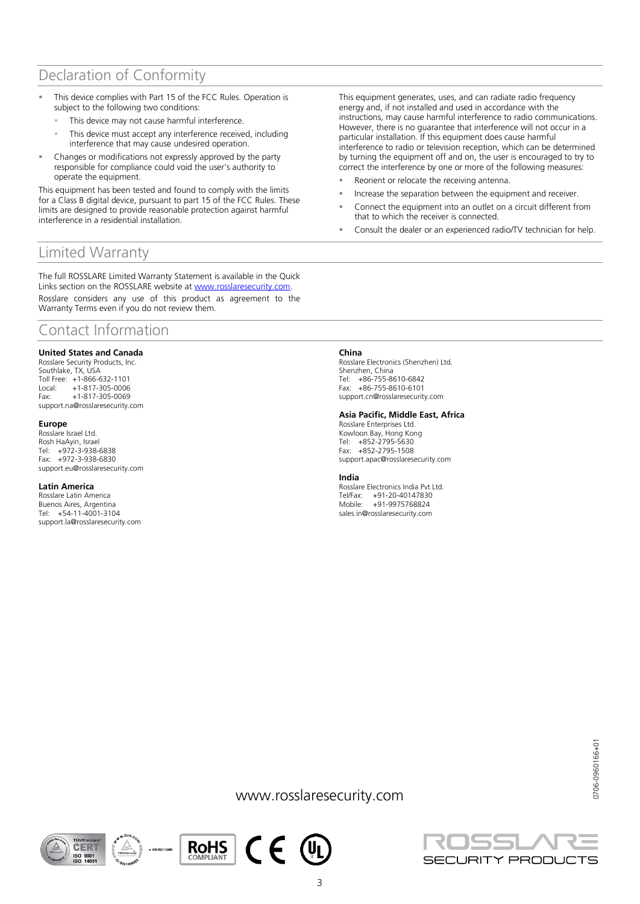## Declaration of Conformity

- This device complies with Part 15 of the FCC Rules. Operation is subject to the following two conditions:
  - This device may not cause harmful interference.
  - This device must accept any interference received, including interference that may cause undesired operation.
- Changes or modifications not expressly approved by the party responsible for compliance could void the user's authority to operate the equipment.

This equipment has been tested and found to comply with the limits for a Class B digital device, pursuant to part 15 of the FCC Rules. These limits are designed to provide reasonable protection against harmful interference in a residential installation.

This equipment generates, uses, and can radiate radio frequency energy and, if not installed and used in accordance with the instructions, may cause harmful interference to radio communications. However, there is no guarantee that interference will not occur in a particular installation. If this equipment does cause harmful interference to radio or television reception, which can be determined by turning the equipment off and on, the user is encouraged to try to correct the interference by one or more of the following measures:

- Reorient or relocate the receiving antenna.
- Increase the separation between the equipment and receiver.
- Connect the equipment into an outlet on a circuit different from that to which the receiver is connected.
- Consult the dealer or an experienced radio/TV technician for help.

## Limited Warranty

The full ROSSLARE Limited Warranty Statement is available in the Quick Links section on the ROSSLARE website at www.rosslaresecurity.com.

Rosslare considers any use of this product as agreement to the Warranty Terms even if you do not review them.

## Contact Information

**United States and Canada**
Rosslare Security Products, Inc.
Southlake, TX, USA
Toll Free: +1-866-632-1101
Local: +1-817-305-0006
Fax: +1-817-305-0069
support.na@rosslaresecurity.com

**Europe**
Rosslare Israel Ltd.
Rosh HaAyin, Israel
Tel: +972-3-938-6838
Fax: +972-3-938-6830
support.eu@rosslaresecurity.com

**Latin America**
Rosslare Latin America
Buenos Aires, Argentina
Tel: +54-11-4001-3104
support.la@rosslaresecurity.com

**China**
Rosslare Electronics (Shenzhen) Ltd.
Shenzhen, China
Tel: +86-755-8610-6842
Fax: +86-755-8610-6101
support.cn@rosslaresecurity.com

**Asia Pacific, Middle East, Africa**
Rosslare Enterprises Ltd.
Kowloon Bay, Hong Kong
Tel: +852-2795-5630
Fax: +852-2795-1508
support.apac@rosslaresecurity.com

**India**
Rosslare Electronics India Pvt Ltd.
Tel/Fax: +91-20-40147830
Mobile: +91-9975768824
sales.in@rosslaresecurity.com

www.rosslaresecurity.com

0706-0960166+01